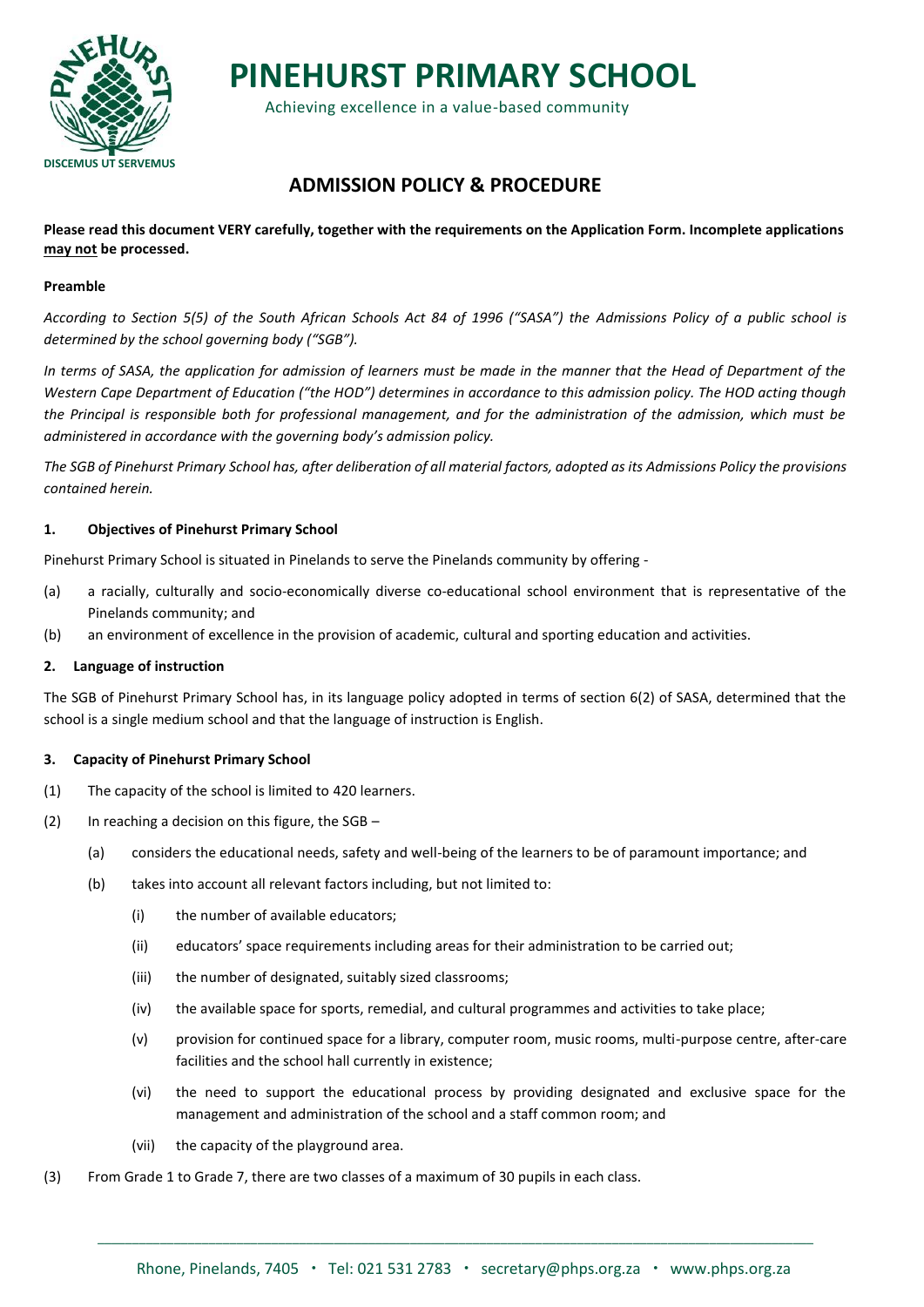# PINEHURST PRIMARY SCHOOL

Achieving excellence in a value-based community

DISCEMUS UT SERVEMUS

## ADMISSION POLICY & PROCEDURE

**Please read this document VERY carefully, together with the requirements on the Application Form. Incomplete applications may not be processed.**

**Preamble**

*According to Section 5(5) of the South African Schools Act 84 of 1996 ("SASA") the Admissions Policy of a public school is determined by the school governing body ("SGB").*

*In terms of SASA, the application for admission of learners must be made in the manner that the Head of Department of the Western Cape Department of Education ("the HOD") determines in accordance to this admission policy. The HOD acting though the Principal is responsible both for professional management, and for the administration of the admission, which must be administered in accordance with the governing body's admission policy.*

*The SGB of Pinehurst Primary School has, after deliberation of all material factors, adopted as its Admissions Policy the provisions contained herein.*

**1. Objectives of Pinehurst Primary School**

Pinehurst Primary School is situated in Pinelands to serve the Pinelands community by offering -

(a) a racially, culturally and socio-economically diverse co-educational school environment that is representative of the Pinelands community; and

(b) an environment of excellence in the provision of academic, cultural and sporting education and activities.

**2. Language of instruction**

The SGB of Pinehurst Primary School has, in its language policy adopted in terms of section 6(2) of SASA, determined that the school is a single medium school and that the language of instruction is English.

**3. Capacity of Pinehurst Primary School**

(1) The capacity of the school is limited to 420 learners.

(2) In reaching a decision on this figure, the SGB –

(a) considers the educational needs, safety and well-being of the learners to be of paramount importance; and

(b) takes into account all relevant factors including, but not limited to:

(i) the number of available educators;

(ii) educators' space requirements including areas for their administration to be carried out;

(iii) the number of designated, suitably sized classrooms;

(iv) the available space for sports, remedial, and cultural programmes and activities to take place;

(v) provision for continued space for a library, computer room, music rooms, multi-purpose centre, after-care facilities and the school hall currently in existence;

(vi) the need to support the educational process by providing designated and exclusive space for the management and administration of the school and a staff common room; and

(vii) the capacity of the playground area.

(3) From Grade 1 to Grade 7, there are two classes of a maximum of 30 pupils in each class.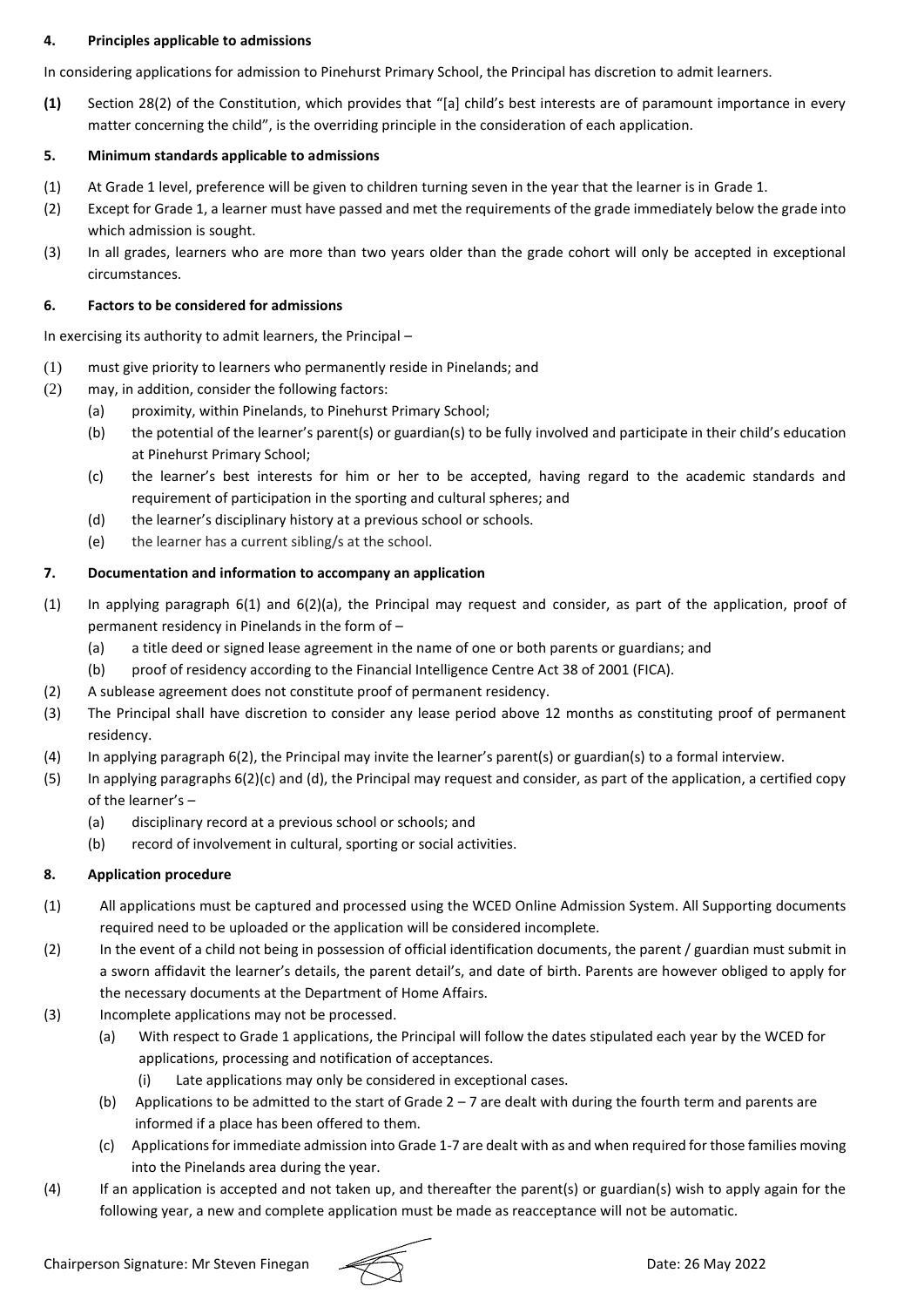### 4. Principles applicable to admissions

In considering applications for admission to Pinehurst Primary School, the Principal has discretion to admit learners.

**(1)** Section 28(2) of the Constitution, which provides that "[a] child's best interests are of paramount importance in every matter concerning the child", is the overriding principle in the consideration of each application.

### 5. Minimum standards applicable to admissions

(1) At Grade 1 level, preference will be given to children turning seven in the year that the learner is in Grade 1.

(2) Except for Grade 1, a learner must have passed and met the requirements of the grade immediately below the grade into which admission is sought.

(3) In all grades, learners who are more than two years older than the grade cohort will only be accepted in exceptional circumstances.

### 6. Factors to be considered for admissions

In exercising its authority to admit learners, the Principal –

(1) must give priority to learners who permanently reside in Pinelands; and

(2) may, in addition, consider the following factors:

   (a) proximity, within Pinelands, to Pinehurst Primary School;

   (b) the potential of the learner's parent(s) or guardian(s) to be fully involved and participate in their child's education at Pinehurst Primary School;

   (c) the learner's best interests for him or her to be accepted, having regard to the academic standards and requirement of participation in the sporting and cultural spheres; and

   (d) the learner's disciplinary history at a previous school or schools.

   (e) the learner has a current sibling/s at the school.

### 7. Documentation and information to accompany an application

(1) In applying paragraph 6(1) and 6(2)(a), the Principal may request and consider, as part of the application, proof of permanent residency in Pinelands in the form of –

   (a) a title deed or signed lease agreement in the name of one or both parents or guardians; and

   (b) proof of residency according to the Financial Intelligence Centre Act 38 of 2001 (FICA).

(2) A sublease agreement does not constitute proof of permanent residency.

(3) The Principal shall have discretion to consider any lease period above 12 months as constituting proof of permanent residency.

(4) In applying paragraph 6(2), the Principal may invite the learner's parent(s) or guardian(s) to a formal interview.

(5) In applying paragraphs 6(2)(c) and (d), the Principal may request and consider, as part of the application, a certified copy of the learner's –

   (a) disciplinary record at a previous school or schools; and

   (b) record of involvement in cultural, sporting or social activities.

### 8. Application procedure

(1) All applications must be captured and processed using the WCED Online Admission System. All Supporting documents required need to be uploaded or the application will be considered incomplete.

(2) In the event of a child not being in possession of official identification documents, the parent / guardian must submit in a sworn affidavit the learner's details, the parent detail's, and date of birth. Parents are however obliged to apply for the necessary documents at the Department of Home Affairs.

(3) Incomplete applications may not be processed.

   (a) With respect to Grade 1 applications, the Principal will follow the dates stipulated each year by the WCED for applications, processing and notification of acceptances.

      (i) Late applications may only be considered in exceptional cases.

   (b) Applications to be admitted to the start of Grade 2 – 7 are dealt with during the fourth term and parents are informed if a place has been offered to them.

   (c) Applications for immediate admission into Grade 1-7 are dealt with as and when required for those families moving into the Pinelands area during the year.

(4) If an application is accepted and not taken up, and thereafter the parent(s) or guardian(s) wish to apply again for the following year, a new and complete application must be made as reacceptance will not be automatic.

Chairperson Signature: Mr Steven Finegan

Date: 26 May 2022